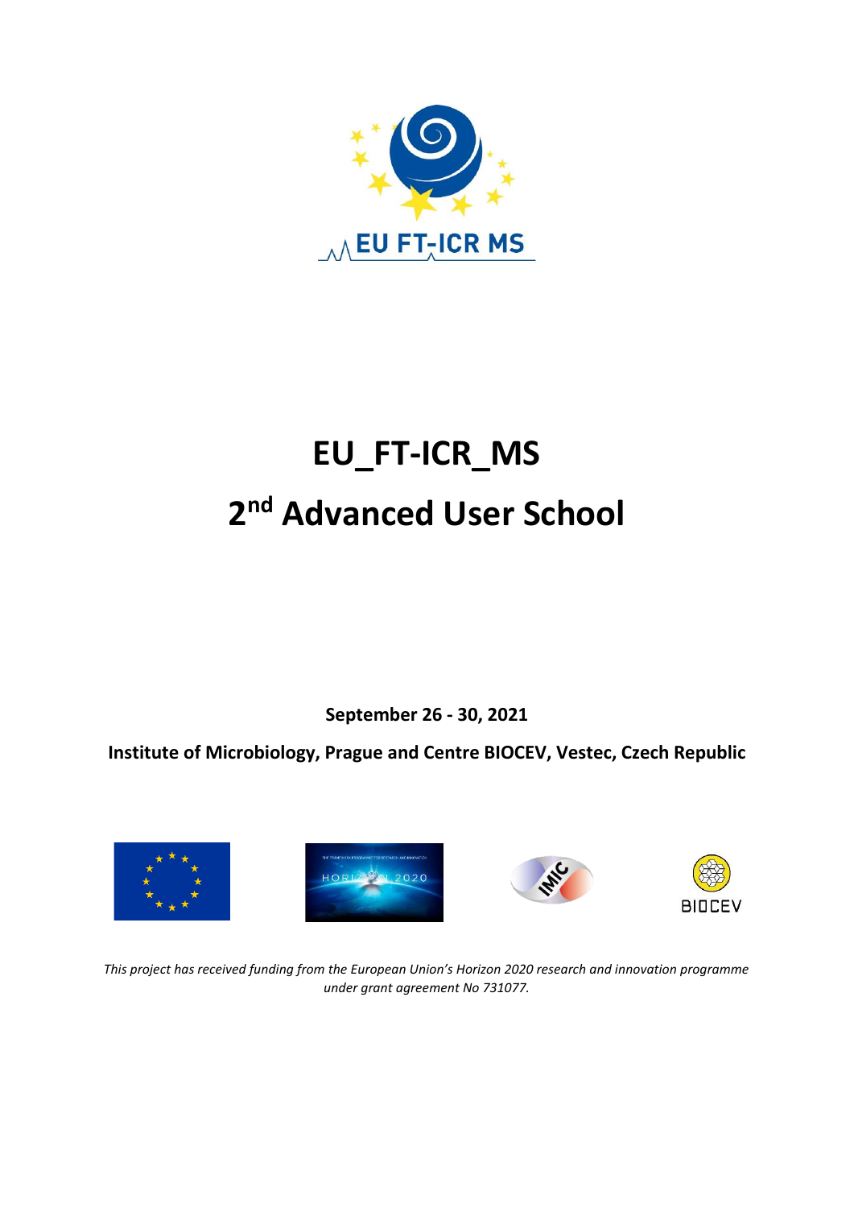# EU_FT-ICR_MS

# 2nd Advanced User School

**September 26 - 30, 2021**

**Institute of Microbiology, Prague and Centre BIOCEV, Vestec, Czech Republic**

*This project has received funding from the European Union's Horizon 2020 research and innovation programme under grant agreement No 731077.*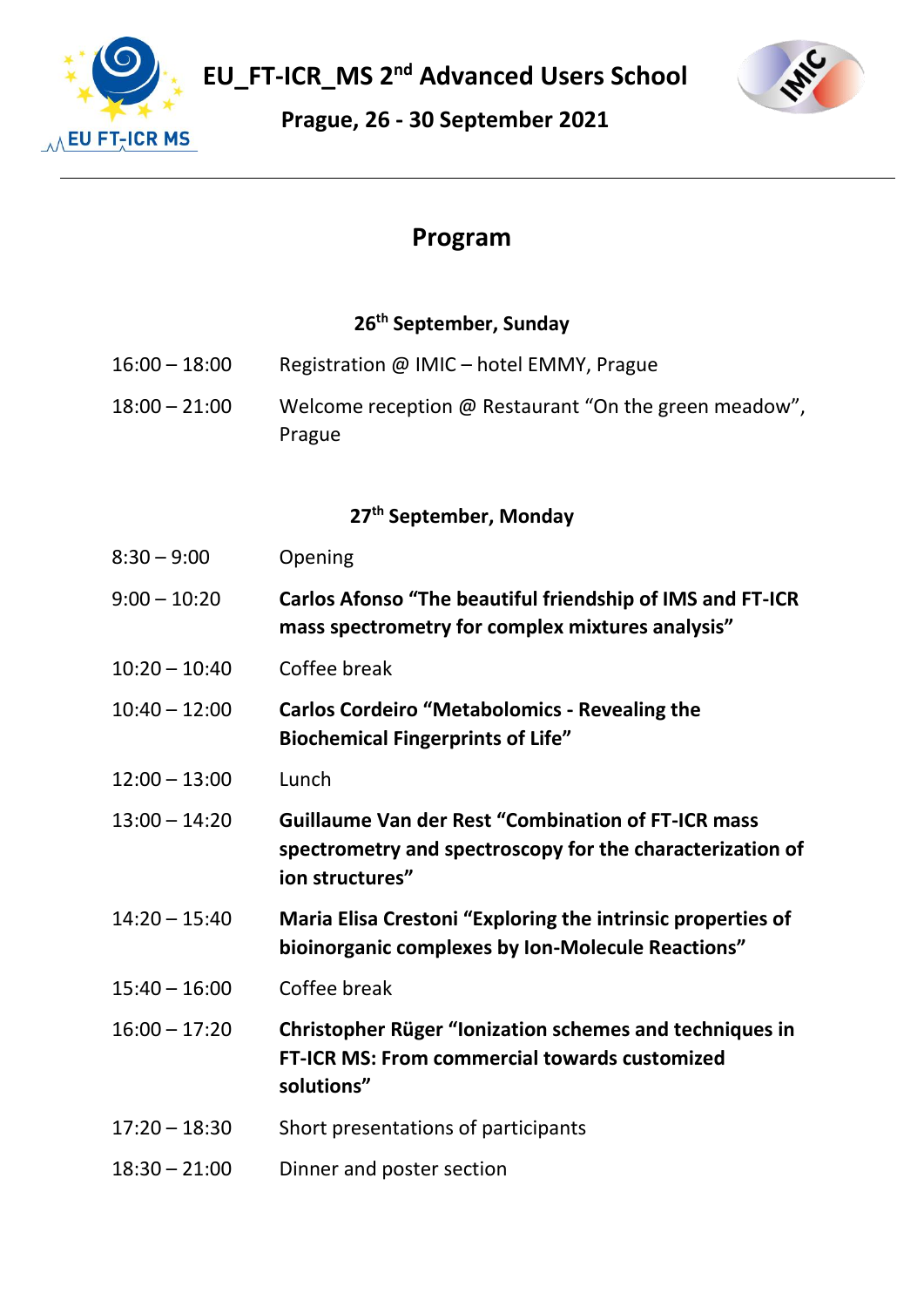# EU_FT-ICR_MS 2nd Advanced Users School

**Prague, 26 - 30 September 2021**

## Program

### 26th September, Sunday

| | |
|---|---|
| 16:00 – 18:00 | Registration @ IMIC – hotel EMMY, Prague |
| 18:00 – 21:00 | Welcome reception @ Restaurant "On the green meadow", Prague |

### 27th September, Monday

| | |
|---|---|
| 8:30 – 9:00 | Opening |
| 9:00 – 10:20 | **Carlos Afonso "The beautiful friendship of IMS and FT-ICR mass spectrometry for complex mixtures analysis"** |
| 10:20 – 10:40 | Coffee break |
| 10:40 – 12:00 | **Carlos Cordeiro "Metabolomics - Revealing the Biochemical Fingerprints of Life"** |
| 12:00 – 13:00 | Lunch |
| 13:00 – 14:20 | **Guillaume Van der Rest "Combination of FT-ICR mass spectrometry and spectroscopy for the characterization of ion structures"** |
| 14:20 – 15:40 | **Maria Elisa Crestoni "Exploring the intrinsic properties of bioinorganic complexes by Ion-Molecule Reactions"** |
| 15:40 – 16:00 | Coffee break |
| 16:00 – 17:20 | **Christopher Rüger "Ionization schemes and techniques in FT-ICR MS: From commercial towards customized solutions"** |
| 17:20 – 18:30 | Short presentations of participants |
| 18:30 – 21:00 | Dinner and poster section |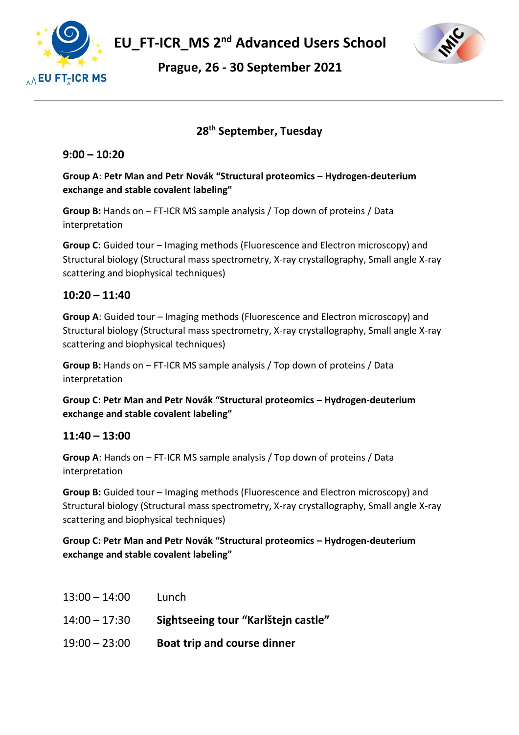# EU_FT-ICR_MS 2nd Advanced Users School

## Prague, 26 - 30 September 2021

### 28th September, Tuesday

**9:00 – 10:20**

**Group A**: **Petr Man and Petr Novák "Structural proteomics – Hydrogen-deuterium exchange and stable covalent labeling"**

**Group B:** Hands on – FT-ICR MS sample analysis / Top down of proteins / Data interpretation

**Group C:** Guided tour – Imaging methods (Fluorescence and Electron microscopy) and Structural biology (Structural mass spectrometry, X-ray crystallography, Small angle X-ray scattering and biophysical techniques)

**10:20 – 11:40**

**Group A**: Guided tour – Imaging methods (Fluorescence and Electron microscopy) and Structural biology (Structural mass spectrometry, X-ray crystallography, Small angle X-ray scattering and biophysical techniques)

**Group B:** Hands on – FT-ICR MS sample analysis / Top down of proteins / Data interpretation

**Group C: Petr Man and Petr Novák "Structural proteomics – Hydrogen-deuterium exchange and stable covalent labeling"**

**11:40 – 13:00**

**Group A**: Hands on – FT-ICR MS sample analysis / Top down of proteins / Data interpretation

**Group B:** Guided tour – Imaging methods (Fluorescence and Electron microscopy) and Structural biology (Structural mass spectrometry, X-ray crystallography, Small angle X-ray scattering and biophysical techniques)

**Group C: Petr Man and Petr Novák "Structural proteomics – Hydrogen-deuterium exchange and stable covalent labeling"**

| | |
|---|---|
| 13:00 – 14:00 | Lunch |
| 14:00 – 17:30 | **Sightseeing tour "Karlštejn castle"** |
| 19:00 – 23:00 | **Boat trip and course dinner** |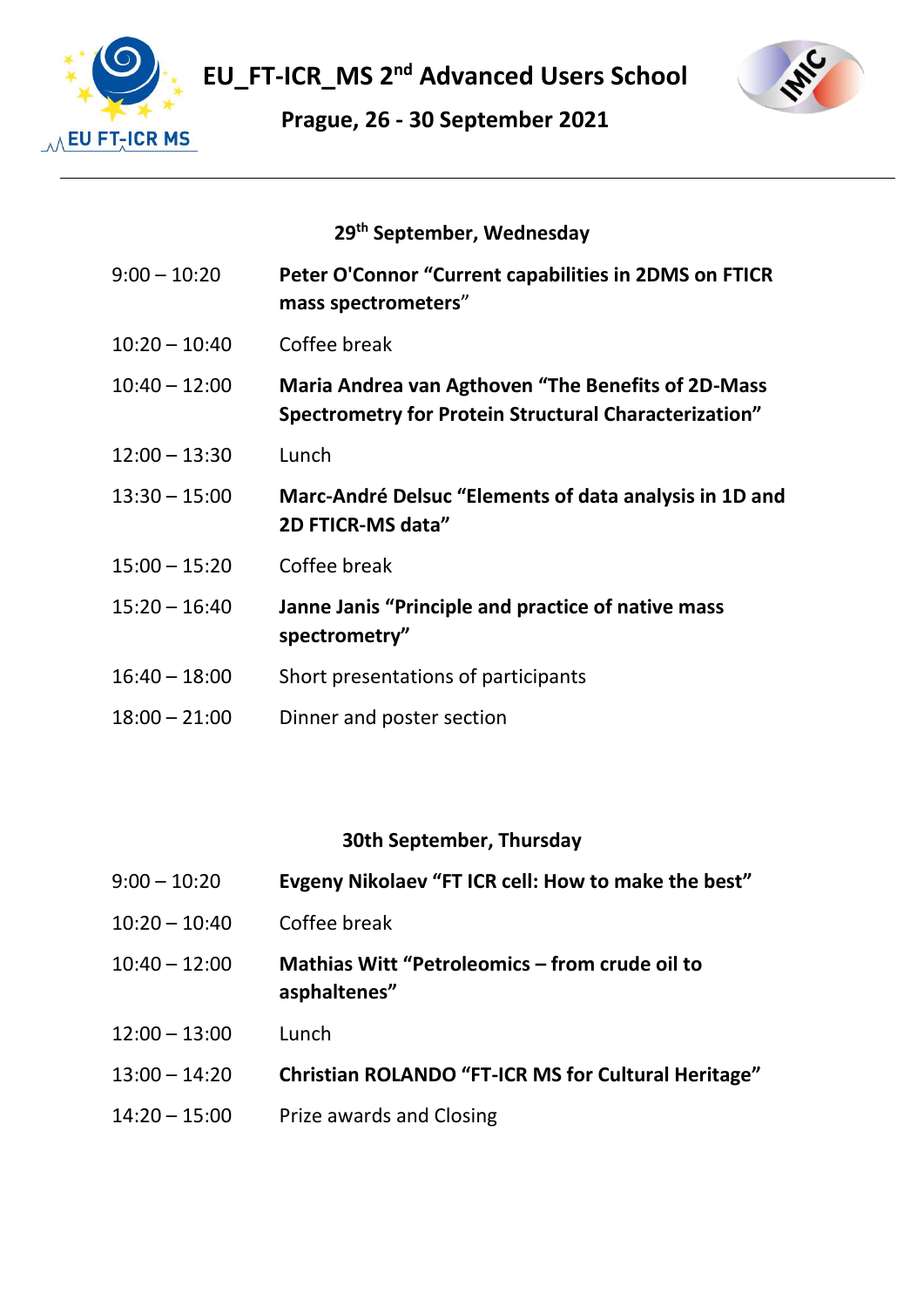# EU_FT-ICR_MS 2nd Advanced Users School

**Prague, 26 - 30 September 2021**

## 29th September, Wednesday

| | |
|---|---|
| 9:00 – 10:20 | **Peter O'Connor "Current capabilities in 2DMS on FTICR mass spectrometers"** |
| 10:20 – 10:40 | Coffee break |
| 10:40 – 12:00 | **Maria Andrea van Agthoven "The Benefits of 2D-Mass Spectrometry for Protein Structural Characterization"** |
| 12:00 – 13:30 | Lunch |
| 13:30 – 15:00 | **Marc-André Delsuc "Elements of data analysis in 1D and 2D FTICR-MS data"** |
| 15:00 – 15:20 | Coffee break |
| 15:20 – 16:40 | **Janne Janis "Principle and practice of native mass spectrometry"** |
| 16:40 – 18:00 | Short presentations of participants |
| 18:00 – 21:00 | Dinner and poster section |

## 30th September, Thursday

| | |
|---|---|
| 9:00 – 10:20 | **Evgeny Nikolaev "FT ICR cell: How to make the best"** |
| 10:20 – 10:40 | Coffee break |
| 10:40 – 12:00 | **Mathias Witt "Petroleomics – from crude oil to asphaltenes"** |
| 12:00 – 13:00 | Lunch |
| 13:00 – 14:20 | **Christian ROLANDO "FT-ICR MS for Cultural Heritage"** |
| 14:20 – 15:00 | Prize awards and Closing |